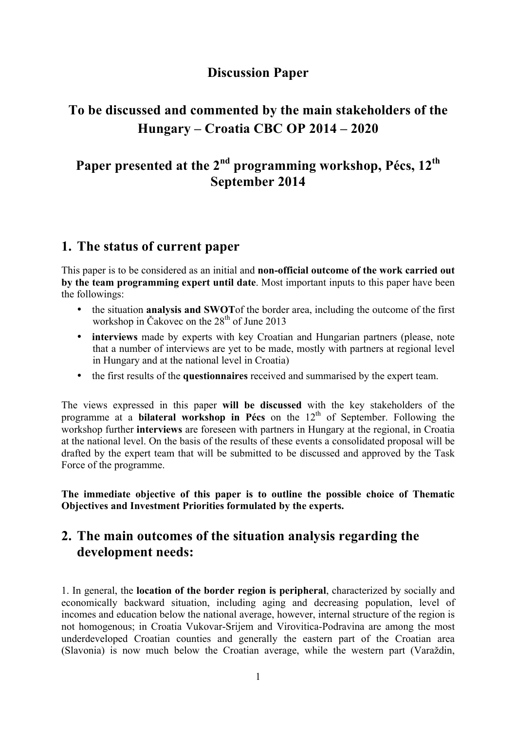**Discussion Paper**

**To be discussed and commented by the main stakeholders of the Hungary – Croatia CBC OP 2014 – 2020**

**Paper presented at the 2nd programming workshop, Pécs, 12th September 2014**

## 1. The status of current paper

This paper is to be considered as an initial and **non-official outcome of the work carried out by the team programming expert until date**. Most important inputs to this paper have been the followings:

- the situation **analysis and SWOT**of the border area, including the outcome of the first workshop in Čakovec on the 28th of June 2013
- **interviews** made by experts with key Croatian and Hungarian partners (please, note that a number of interviews are yet to be made, mostly with partners at regional level in Hungary and at the national level in Croatia)
- the first results of the **questionnaires** received and summarised by the expert team.

The views expressed in this paper **will be discussed** with the key stakeholders of the programme at a **bilateral workshop in Pécs** on the 12th of September. Following the workshop further **interviews** are foreseen with partners in Hungary at the regional, in Croatia at the national level. On the basis of the results of these events a consolidated proposal will be drafted by the expert team that will be submitted to be discussed and approved by the Task Force of the programme.

**The immediate objective of this paper is to outline the possible choice of Thematic Objectives and Investment Priorities formulated by the experts.**

## 2. The main outcomes of the situation analysis regarding the development needs:

1. In general, the **location of the border region is peripheral**, characterized by socially and economically backward situation, including aging and decreasing population, level of incomes and education below the national average, however, internal structure of the region is not homogenous; in Croatia Vukovar-Srijem and Virovitica-Podravina are among the most underdeveloped Croatian counties and generally the eastern part of the Croatian area (Slavonia) is now much below the Croatian average, while the western part (Varaždin,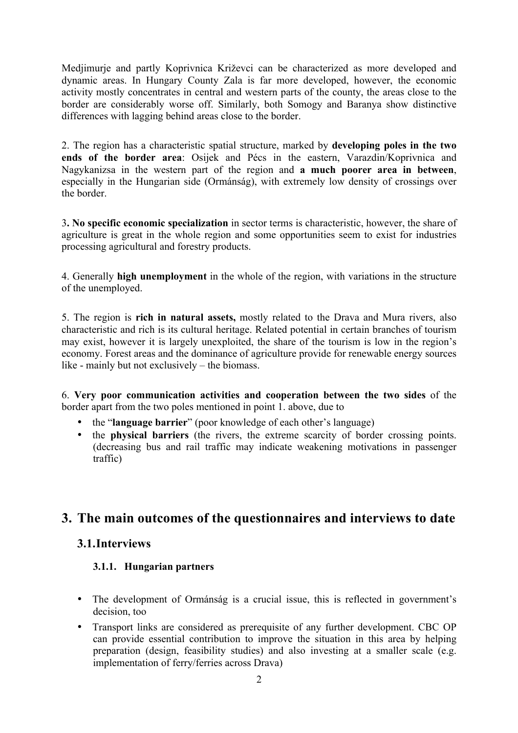Medjimurje and partly Koprivnica Križevci can be characterized as more developed and dynamic areas. In Hungary County Zala is far more developed, however, the economic activity mostly concentrates in central and western parts of the county, the areas close to the border are considerably worse off. Similarly, both Somogy and Baranya show distinctive differences with lagging behind areas close to the border.

2. The region has a characteristic spatial structure, marked by **developing poles in the two ends of the border area**: Osijek and Pécs in the eastern, Varazdin/Koprivnica and Nagykanizsa in the western part of the region and **a much poorer area in between**, especially in the Hungarian side (Ormánság), with extremely low density of crossings over the border.

3**. No specific economic specialization** in sector terms is characteristic, however, the share of agriculture is great in the whole region and some opportunities seem to exist for industries processing agricultural and forestry products.

4. Generally **high unemployment** in the whole of the region, with variations in the structure of the unemployed.

5. The region is **rich in natural assets,** mostly related to the Drava and Mura rivers, also characteristic and rich is its cultural heritage. Related potential in certain branches of tourism may exist, however it is largely unexploited, the share of the tourism is low in the region's economy. Forest areas and the dominance of agriculture provide for renewable energy sources like - mainly but not exclusively – the biomass.

6. **Very poor communication activities and cooperation between the two sides** of the border apart from the two poles mentioned in point 1. above, due to

- the "**language barrier**" (poor knowledge of each other's language)
- the **physical barriers** (the rivers, the extreme scarcity of border crossing points. (decreasing bus and rail traffic may indicate weakening motivations in passenger traffic)

# 3. The main outcomes of the questionnaires and interviews to date

## 3.1. Interviews

### 3.1.1. Hungarian partners

- The development of Ormánság is a crucial issue, this is reflected in government's decision, too
- Transport links are considered as prerequisite of any further development. CBC OP can provide essential contribution to improve the situation in this area by helping preparation (design, feasibility studies) and also investing at a smaller scale (e.g. implementation of ferry/ferries across Drava)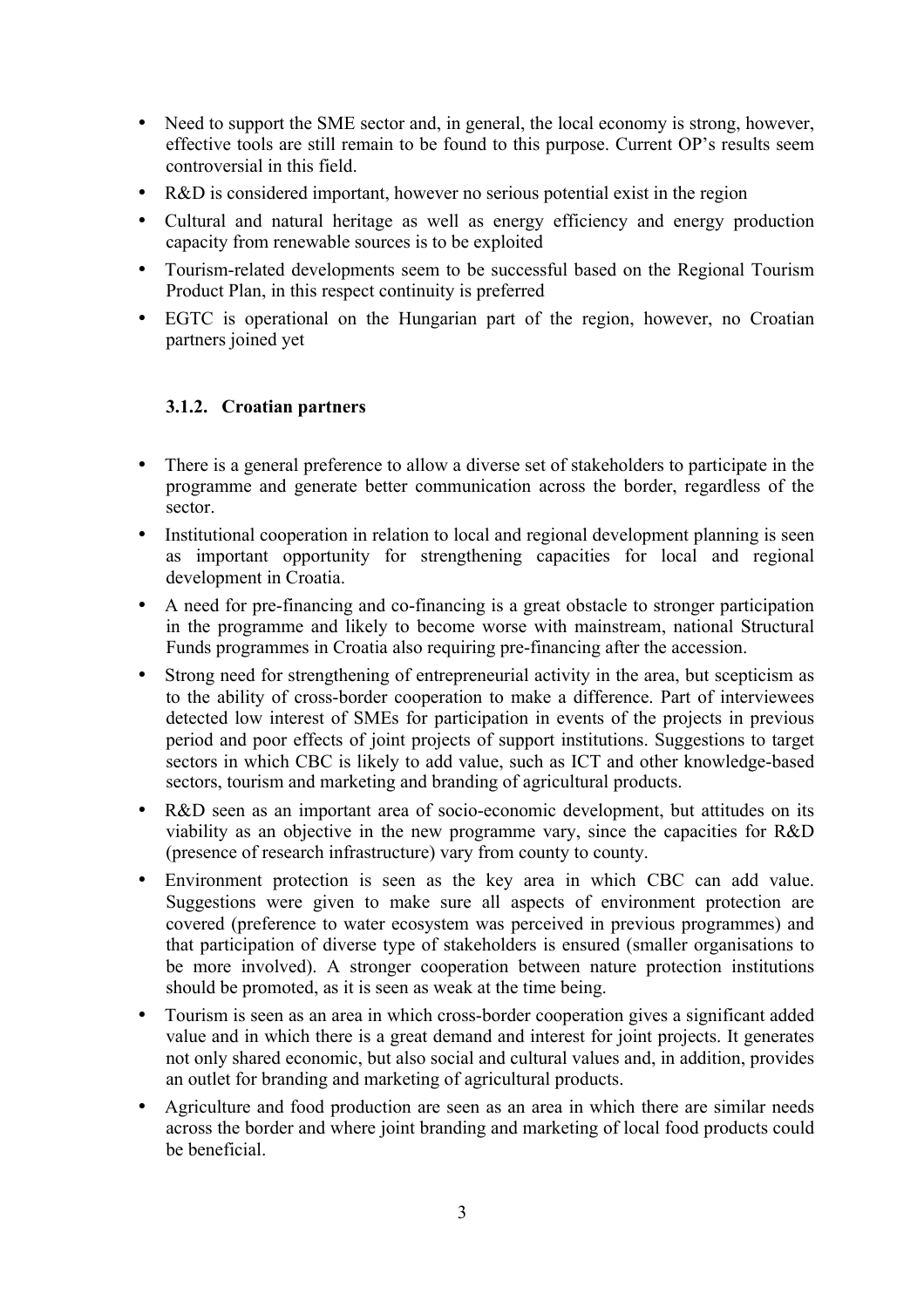- Need to support the SME sector and, in general, the local economy is strong, however, effective tools are still remain to be found to this purpose. Current OP's results seem controversial in this field.
- R&D is considered important, however no serious potential exist in the region
- Cultural and natural heritage as well as energy efficiency and energy production capacity from renewable sources is to be exploited
- Tourism-related developments seem to be successful based on the Regional Tourism Product Plan, in this respect continuity is preferred
- EGTC is operational on the Hungarian part of the region, however, no Croatian partners joined yet

### 3.1.2. Croatian partners

- There is a general preference to allow a diverse set of stakeholders to participate in the programme and generate better communication across the border, regardless of the sector.
- Institutional cooperation in relation to local and regional development planning is seen as important opportunity for strengthening capacities for local and regional development in Croatia.
- A need for pre-financing and co-financing is a great obstacle to stronger participation in the programme and likely to become worse with mainstream, national Structural Funds programmes in Croatia also requiring pre-financing after the accession.
- Strong need for strengthening of entrepreneurial activity in the area, but scepticism as to the ability of cross-border cooperation to make a difference. Part of interviewees detected low interest of SMEs for participation in events of the projects in previous period and poor effects of joint projects of support institutions. Suggestions to target sectors in which CBC is likely to add value, such as ICT and other knowledge-based sectors, tourism and marketing and branding of agricultural products.
- R&D seen as an important area of socio-economic development, but attitudes on its viability as an objective in the new programme vary, since the capacities for R&D (presence of research infrastructure) vary from county to county.
- Environment protection is seen as the key area in which CBC can add value. Suggestions were given to make sure all aspects of environment protection are covered (preference to water ecosystem was perceived in previous programmes) and that participation of diverse type of stakeholders is ensured (smaller organisations to be more involved). A stronger cooperation between nature protection institutions should be promoted, as it is seen as weak at the time being.
- Tourism is seen as an area in which cross-border cooperation gives a significant added value and in which there is a great demand and interest for joint projects. It generates not only shared economic, but also social and cultural values and, in addition, provides an outlet for branding and marketing of agricultural products.
- Agriculture and food production are seen as an area in which there are similar needs across the border and where joint branding and marketing of local food products could be beneficial.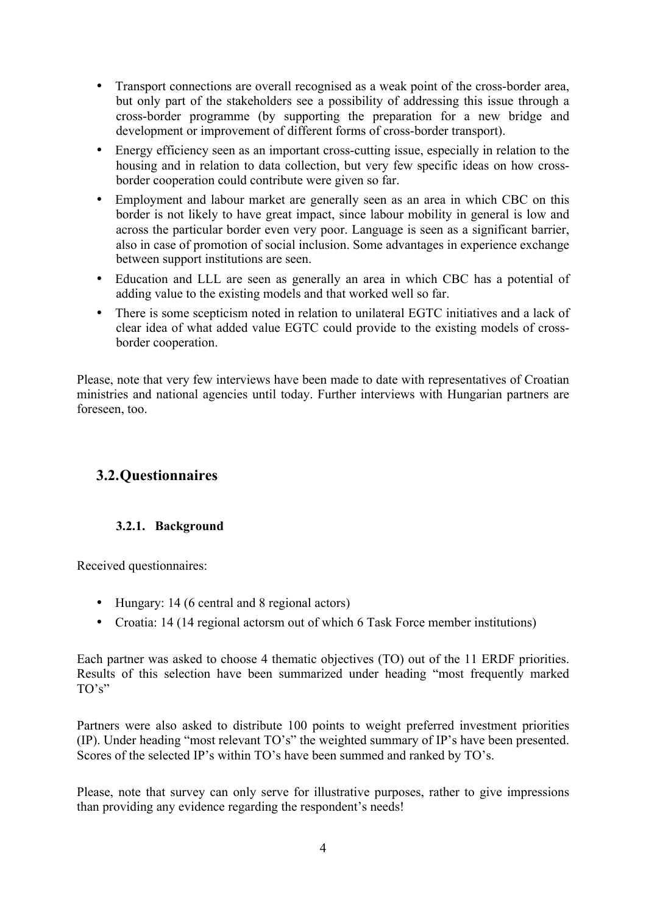- Transport connections are overall recognised as a weak point of the cross-border area, but only part of the stakeholders see a possibility of addressing this issue through a cross-border programme (by supporting the preparation for a new bridge and development or improvement of different forms of cross-border transport).
- Energy efficiency seen as an important cross-cutting issue, especially in relation to the housing and in relation to data collection, but very few specific ideas on how cross-border cooperation could contribute were given so far.
- Employment and labour market are generally seen as an area in which CBC on this border is not likely to have great impact, since labour mobility in general is low and across the particular border even very poor. Language is seen as a significant barrier, also in case of promotion of social inclusion. Some advantages in experience exchange between support institutions are seen.
- Education and LLL are seen as generally an area in which CBC has a potential of adding value to the existing models and that worked well so far.
- There is some scepticism noted in relation to unilateral EGTC initiatives and a lack of clear idea of what added value EGTC could provide to the existing models of cross-border cooperation.

Please, note that very few interviews have been made to date with representatives of Croatian ministries and national agencies until today. Further interviews with Hungarian partners are foreseen, too.

## 3.2. Questionnaires

### 3.2.1. Background

Received questionnaires:

- Hungary: 14 (6 central and 8 regional actors)
- Croatia: 14 (14 regional actorsm out of which 6 Task Force member institutions)

Each partner was asked to choose 4 thematic objectives (TO) out of the 11 ERDF priorities. Results of this selection have been summarized under heading "most frequently marked TO's"

Partners were also asked to distribute 100 points to weight preferred investment priorities (IP). Under heading "most relevant TO's" the weighted summary of IP's have been presented. Scores of the selected IP's within TO's have been summed and ranked by TO's.

Please, note that survey can only serve for illustrative purposes, rather to give impressions than providing any evidence regarding the respondent's needs!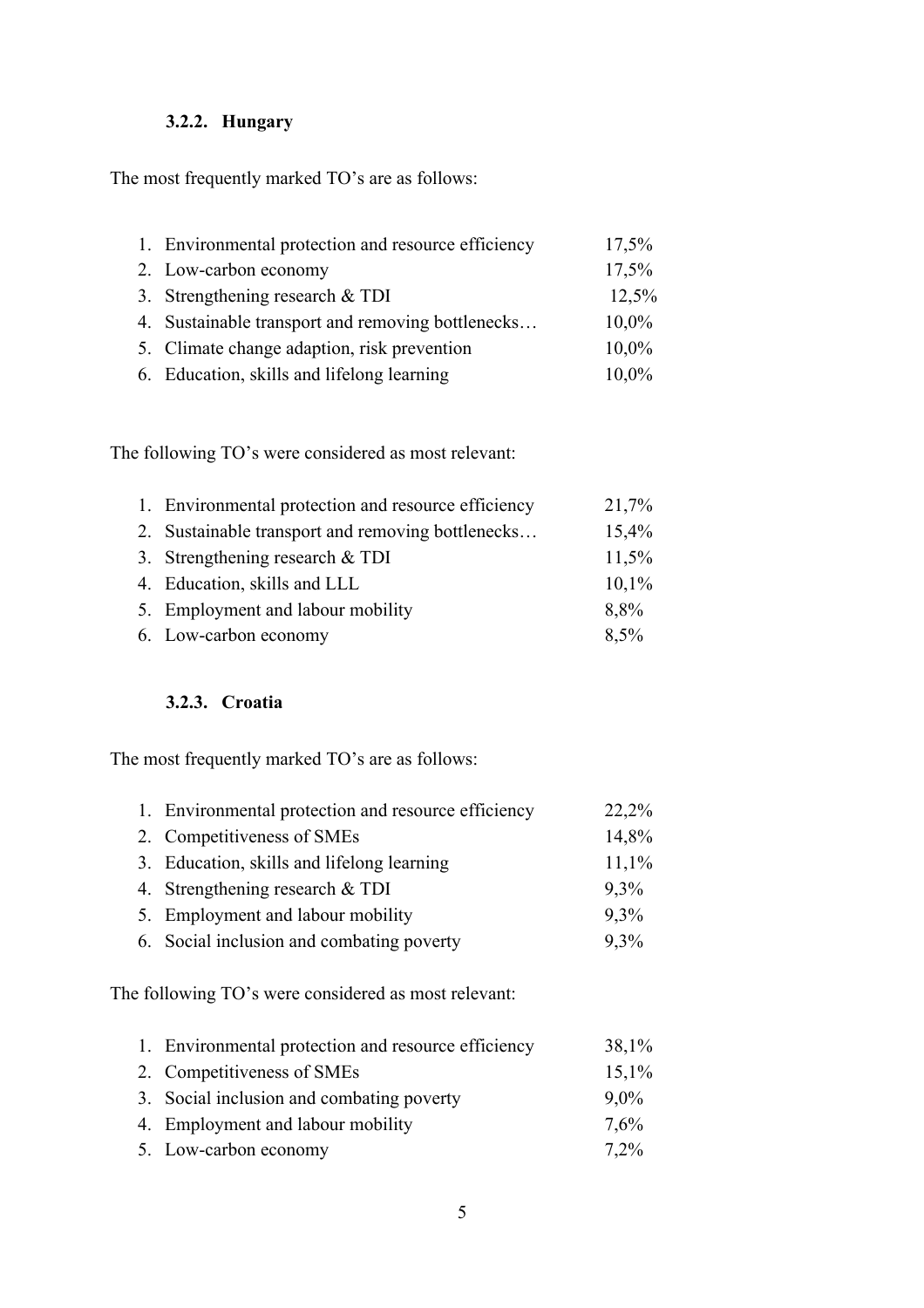### 3.2.2. Hungary

The most frequently marked TO's are as follows:

1. Environmental protection and resource efficiency 17,5%
2. Low-carbon economy 17,5%
3. Strengthening research & TDI 12,5%
4. Sustainable transport and removing bottlenecks… 10,0%
5. Climate change adaption, risk prevention 10,0%
6. Education, skills and lifelong learning 10,0%

The following TO's were considered as most relevant:

1. Environmental protection and resource efficiency 21,7%
2. Sustainable transport and removing bottlenecks… 15,4%
3. Strengthening research & TDI 11,5%
4. Education, skills and LLL 10,1%
5. Employment and labour mobility 8,8%
6. Low-carbon economy 8,5%

### 3.2.3. Croatia

The most frequently marked TO's are as follows:

1. Environmental protection and resource efficiency 22,2%
2. Competitiveness of SMEs 14,8%
3. Education, skills and lifelong learning 11,1%
4. Strengthening research & TDI 9,3%
5. Employment and labour mobility 9,3%
6. Social inclusion and combating poverty 9,3%

The following TO's were considered as most relevant:

1. Environmental protection and resource efficiency 38,1%
2. Competitiveness of SMEs 15,1%
3. Social inclusion and combating poverty 9,0%
4. Employment and labour mobility 7,6%
5. Low-carbon economy 7,2%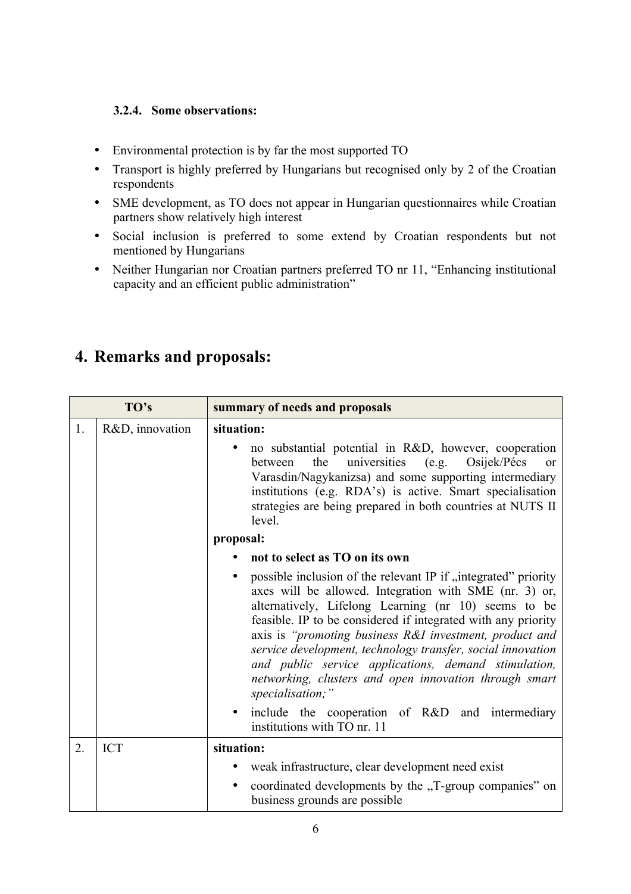### 3.2.4. Some observations:

- Environmental protection is by far the most supported TO
- Transport is highly preferred by Hungarians but recognised only by 2 of the Croatian respondents
- SME development, as TO does not appear in Hungarian questionnaires while Croatian partners show relatively high interest
- Social inclusion is preferred to some extend by Croatian respondents but not mentioned by Hungarians
- Neither Hungarian nor Croatian partners preferred TO nr 11, "Enhancing institutional capacity and an efficient public administration"

# 4. Remarks and proposals:

| TO's | | summary of needs and proposals |
|---|---|---|
| 1. | R&D, innovation | **situation:**<br>• no substantial potential in R&D, however, cooperation between the universities (e.g. Osijek/Pécs or Varasdin/Nagykanizsa) and some supporting intermediary institutions (e.g. RDA's) is active. Smart specialisation strategies are being prepared in both countries at NUTS II level.<br>**proposal:**<br>• **not to select as TO on its own**<br>• possible inclusion of the relevant IP if „integrated" priority axes will be allowed. Integration with SME (nr. 3) or, alternatively, Lifelong Learning (nr 10) seems to be feasible. IP to be considered if integrated with any priority axis is *"promoting business R&I investment, product and service development, technology transfer, social innovation and public service applications, demand stimulation, networking, clusters and open innovation through smart specialisation;"*<br>• include the cooperation of R&D and intermediary institutions with TO nr. 11 |
| 2. | ICT | **situation:**<br>• weak infrastructure, clear development need exist<br>• coordinated developments by the „T-group companies" on business grounds are possible |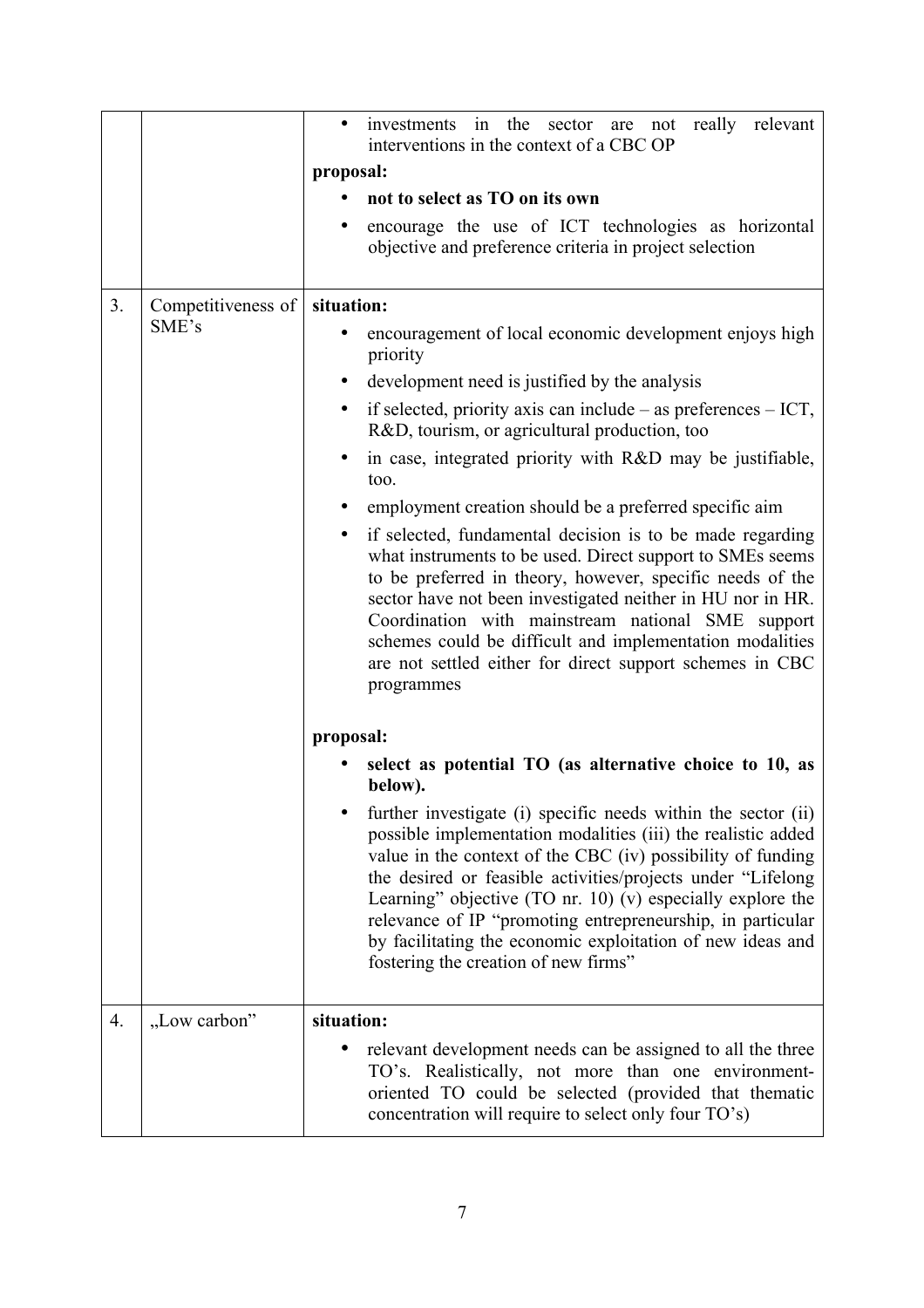| | | |
|---|---|---|
| | | • investments in the sector are not really relevant interventions in the context of a CBC OP<br><br>**proposal:**<br>• **not to select as TO on its own**<br>• encourage the use of ICT technologies as horizontal objective and preference criteria in project selection |
| 3. | Competitiveness of SME's | **situation:**<br>• encouragement of local economic development enjoys high priority<br>• development need is justified by the analysis<br>• if selected, priority axis can include – as preferences – ICT, R&D, tourism, or agricultural production, too<br>• in case, integrated priority with R&D may be justifiable, too.<br>• employment creation should be a preferred specific aim<br>• if selected, fundamental decision is to be made regarding what instruments to be used. Direct support to SMEs seems to be preferred in theory, however, specific needs of the sector have not been investigated neither in HU nor in HR. Coordination with mainstream national SME support schemes could be difficult and implementation modalities are not settled either for direct support schemes in CBC programmes<br><br>**proposal:**<br>• **select as potential TO (as alternative choice to 10, as below).**<br>• further investigate (i) specific needs within the sector (ii) possible implementation modalities (iii) the realistic added value in the context of the CBC (iv) possibility of funding the desired or feasible activities/projects under "Lifelong Learning" objective (TO nr. 10) (v) especially explore the relevance of IP "promoting entrepreneurship, in particular by facilitating the economic exploitation of new ideas and fostering the creation of new firms" |
| 4. | „Low carbon" | **situation:**<br>• relevant development needs can be assigned to all the three TO's. Realistically, not more than one environment-oriented TO could be selected (provided that thematic concentration will require to select only four TO's) |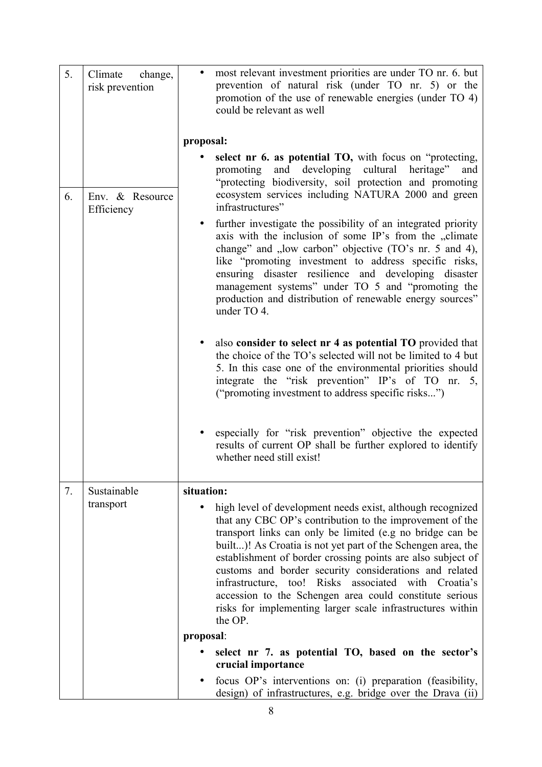| | | |
|---|---|---|
| 5. | Climate change, risk prevention | • most relevant investment priorities are under TO nr. 6. but prevention of natural risk (under TO nr. 5) or the promotion of the use of renewable energies (under TO 4) could be relevant as well<br><br>**proposal:**<br>• **select nr 6. as potential TO,** with focus on "protecting, promoting and developing cultural heritage" and "protecting biodiversity, soil protection and promoting ecosystem services including NATURA 2000 and green infrastructures"<br>• further investigate the possibility of an integrated priority axis with the inclusion of some IP's from the „climate change" and „low carbon" objective (TO's nr. 5 and 4), like "promoting investment to address specific risks, ensuring disaster resilience and developing disaster management systems" under TO 5 and "promoting the production and distribution of renewable energy sources" under TO 4.<br><br>• also **consider to select nr 4 as potential TO** provided that the choice of the TO's selected will not be limited to 4 but 5. In this case one of the environmental priorities should integrate the "risk prevention" IP's of TO nr. 5, ("promoting investment to address specific risks...")<br><br>• especially for "risk prevention" objective the expected results of current OP shall be further explored to identify whether need still exist! |
| 6. | Env. & Resource Efficiency | |
| 7. | Sustainable transport | **situation:**<br>• high level of development needs exist, although recognized that any CBC OP's contribution to the improvement of the transport links can only be limited (e.g no bridge can be built...)! As Croatia is not yet part of the Schengen area, the establishment of border crossing points are also subject of customs and border security considerations and related infrastructure, too! Risks associated with Croatia's accession to the Schengen area could constitute serious risks for implementing larger scale infrastructures within the OP.<br><br>**proposal**:<br>• **select nr 7. as potential TO, based on the sector's crucial importance**<br>• focus OP's interventions on: (i) preparation (feasibility, design) of infrastructures, e.g. bridge over the Drava (ii) |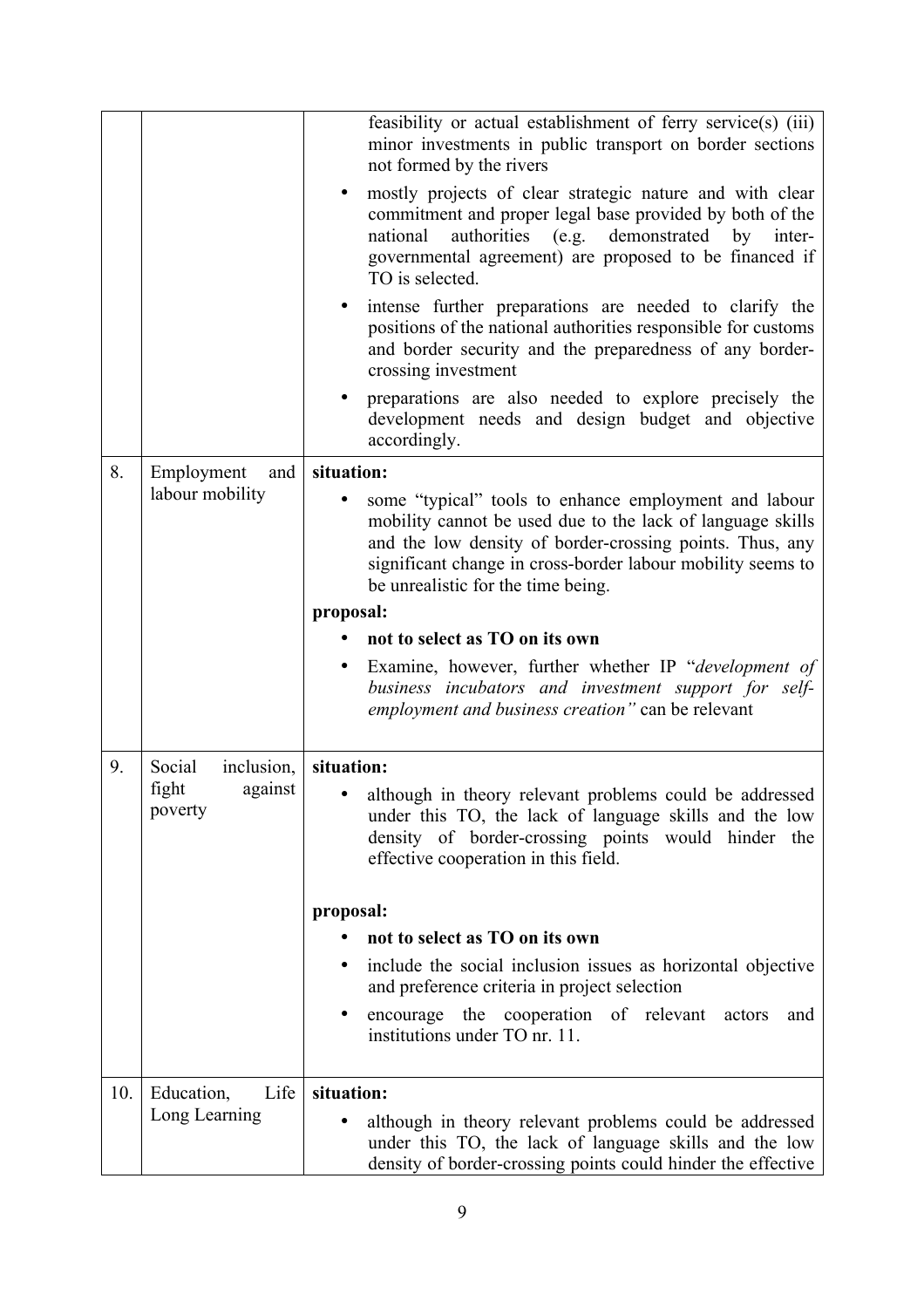| | | |
|---|---|---|
| | | feasibility or actual establishment of ferry service(s) (iii) minor investments in public transport on border sections not formed by the rivers<br>• mostly projects of clear strategic nature and with clear commitment and proper legal base provided by both of the national authorities (e.g. demonstrated by inter-governmental agreement) are proposed to be financed if TO is selected.<br>• intense further preparations are needed to clarify the positions of the national authorities responsible for customs and border security and the preparedness of any border-crossing investment<br>• preparations are also needed to explore precisely the development needs and design budget and objective accordingly. |
| 8. | Employment and labour mobility | **situation:**<br>• some "typical" tools to enhance employment and labour mobility cannot be used due to the lack of language skills and the low density of border-crossing points. Thus, any significant change in cross-border labour mobility seems to be unrealistic for the time being.<br>**proposal:**<br>• **not to select as TO on its own**<br>• Examine, however, further whether IP "*development of business incubators and investment support for self-employment and business creation"* can be relevant |
| 9. | Social inclusion, fight against poverty | **situation:**<br>• although in theory relevant problems could be addressed under this TO, the lack of language skills and the low density of border-crossing points would hinder the effective cooperation in this field.<br>**proposal:**<br>• **not to select as TO on its own**<br>• include the social inclusion issues as horizontal objective and preference criteria in project selection<br>• encourage the cooperation of relevant actors and institutions under TO nr. 11. |
| 10. | Education, Life Long Learning | **situation:**<br>• although in theory relevant problems could be addressed under this TO, the lack of language skills and the low density of border-crossing points could hinder the effective |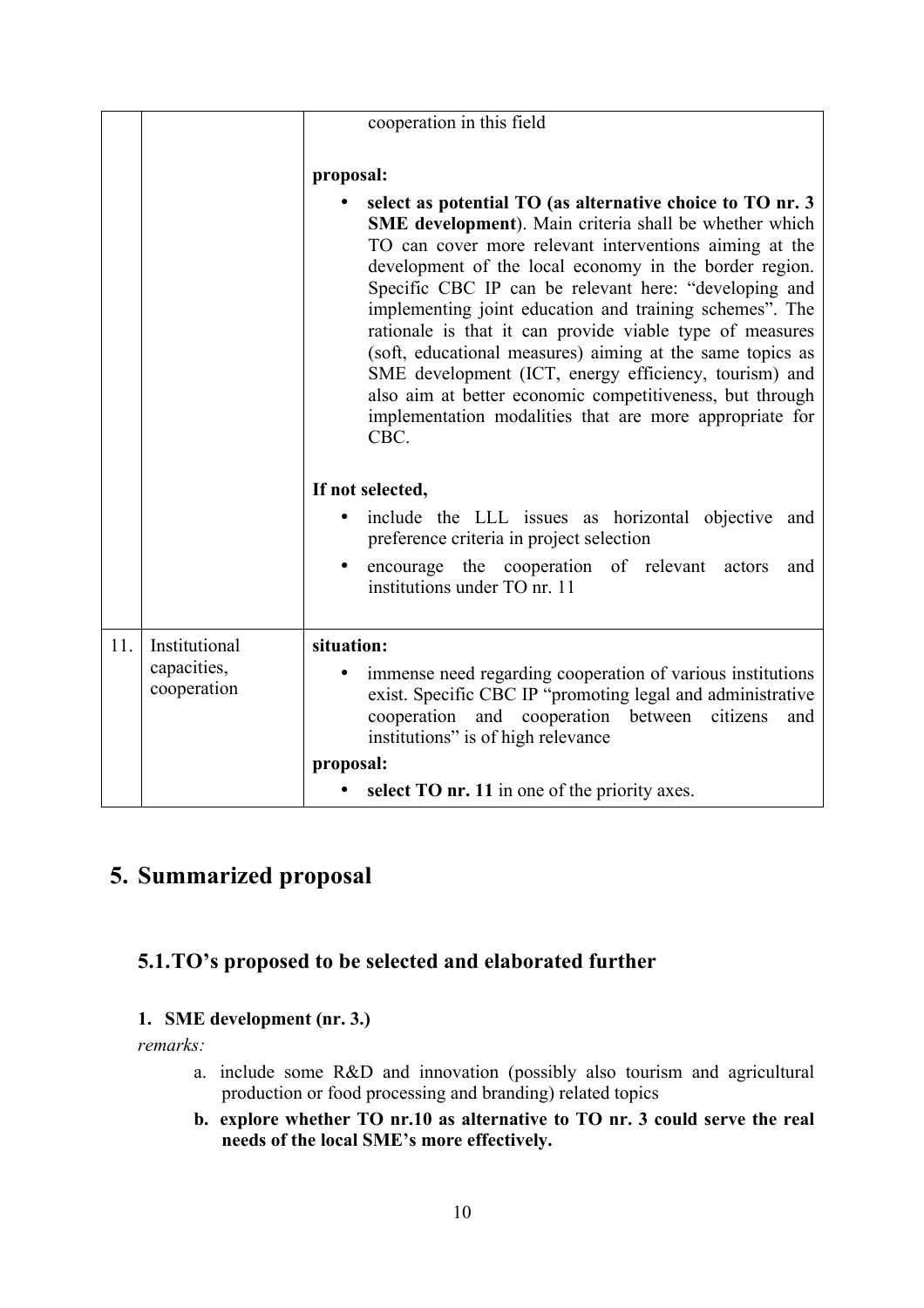|  |  |  |
| --- | --- | --- |
|  |  | cooperation in this field<br><br>**proposal:**<br>• **select as potential TO (as alternative choice to TO nr. 3 SME development**). Main criteria shall be whether which TO can cover more relevant interventions aiming at the development of the local economy in the border region. Specific CBC IP can be relevant here: "developing and implementing joint education and training schemes". The rationale is that it can provide viable type of measures (soft, educational measures) aiming at the same topics as SME development (ICT, energy efficiency, tourism) and also aim at better economic competitiveness, but through implementation modalities that are more appropriate for CBC.<br><br>**If not selected,**<br>• include the LLL issues as horizontal objective and preference criteria in project selection<br>• encourage the cooperation of relevant actors and institutions under TO nr. 11 |
| 11. | Institutional capacities, cooperation | **situation:**<br>• immense need regarding cooperation of various institutions exist. Specific CBC IP "promoting legal and administrative cooperation and cooperation between citizens and institutions" is of high relevance<br>**proposal:**<br>• **select TO nr. 11** in one of the priority axes. |

# 5. Summarized proposal

## 5.1. TO's proposed to be selected and elaborated further

### 1. SME development (nr. 3.)

*remarks:*

a. include some R&D and innovation (possibly also tourism and agricultural production or food processing and branding) related topics

**b. explore whether TO nr.10 as alternative to TO nr. 3 could serve the real needs of the local SME's more effectively.**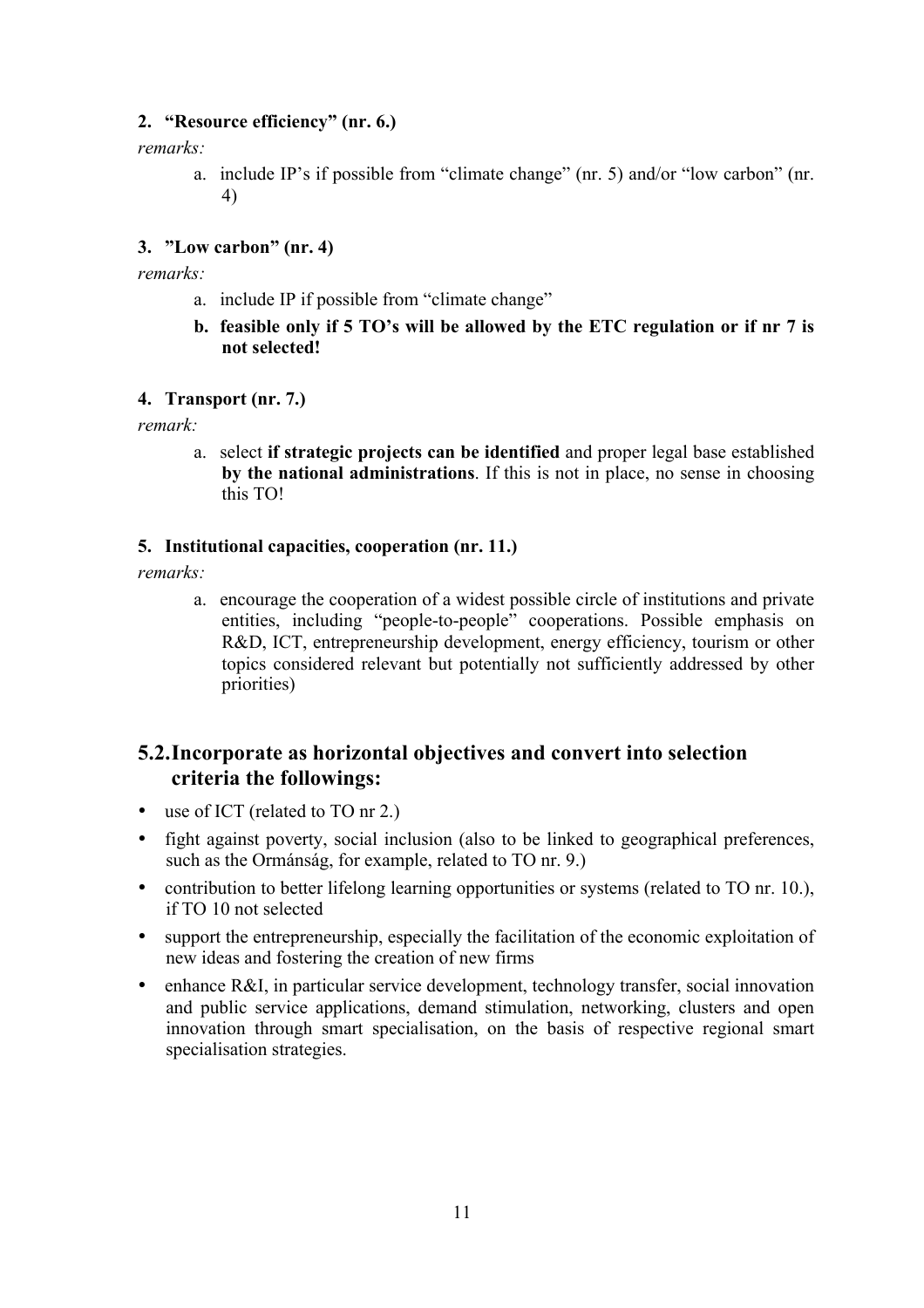2. **"Resource efficiency" (nr. 6.)**

*remarks:*

   a. include IP's if possible from "climate change" (nr. 5) and/or "low carbon" (nr. 4)

3. **"Low carbon" (nr. 4)**

*remarks:*

   a. include IP if possible from "climate change"

   b. **feasible only if 5 TO's will be allowed by the ETC regulation or if nr 7 is not selected!**

4. **Transport (nr. 7.)**

*remark:*

   a. select **if strategic projects can be identified** and proper legal base established **by the national administrations**. If this is not in place, no sense in choosing this TO!

5. **Institutional capacities, cooperation (nr. 11.)**

*remarks:*

   a. encourage the cooperation of a widest possible circle of institutions and private entities, including "people-to-people" cooperations. Possible emphasis on R&D, ICT, entrepreneurship development, energy efficiency, tourism or other topics considered relevant but potentially not sufficiently addressed by other priorities)

## 5.2. Incorporate as horizontal objectives and convert into selection criteria the followings:

- use of ICT (related to TO nr 2.)
- fight against poverty, social inclusion (also to be linked to geographical preferences, such as the Ormánság, for example, related to TO nr. 9.)
- contribution to better lifelong learning opportunities or systems (related to TO nr. 10.), if TO 10 not selected
- support the entrepreneurship, especially the facilitation of the economic exploitation of new ideas and fostering the creation of new firms
- enhance R&I, in particular service development, technology transfer, social innovation and public service applications, demand stimulation, networking, clusters and open innovation through smart specialisation, on the basis of respective regional smart specialisation strategies.